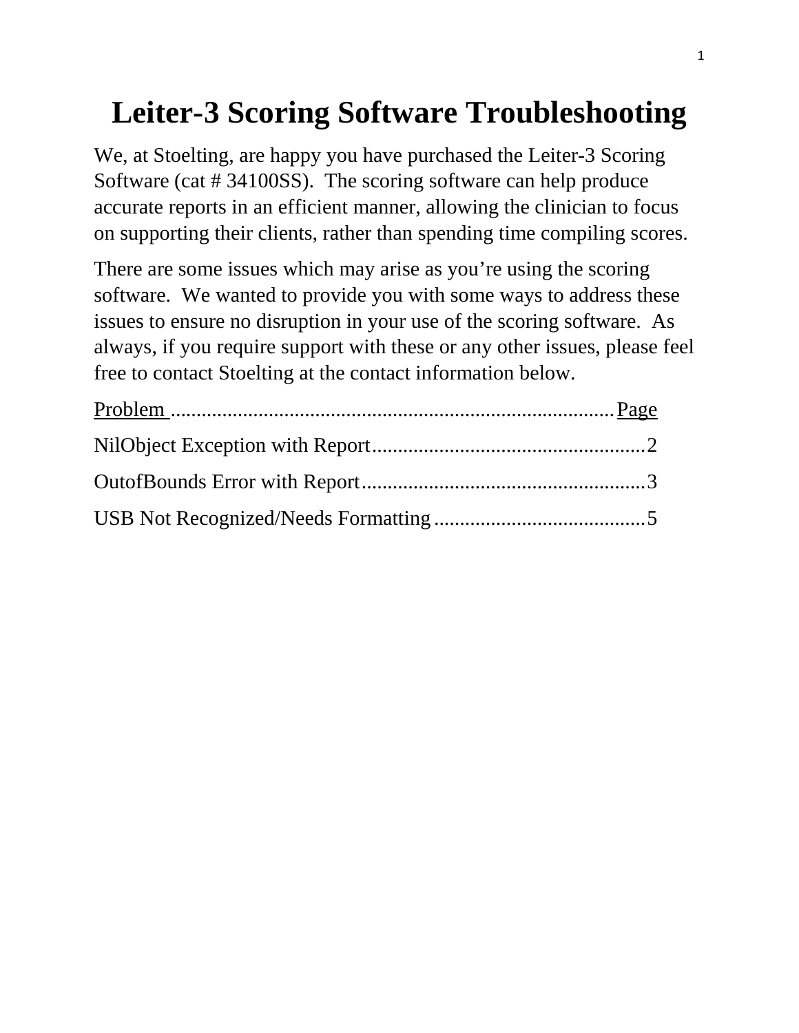# Leiter-3 Scoring Software Troubleshooting

We, at Stoelting, are happy you have purchased the Leiter-3 Scoring Software (cat # 34100SS). The scoring software can help produce accurate reports in an efficient manner, allowing the clinician to focus on supporting their clients, rather than spending time compiling scores.

There are some issues which may arise as you're using the scoring software. We wanted to provide you with some ways to address these issues to ensure no disruption in your use of the scoring software. As always, if you require support with these or any other issues, please feel free to contact Stoelting at the contact information below.

| Problem | Page |
| --- | --- |
| NilObject Exception with Report | 2 |
| OutofBounds Error with Report | 3 |
| USB Not Recognized/Needs Formatting | 5 |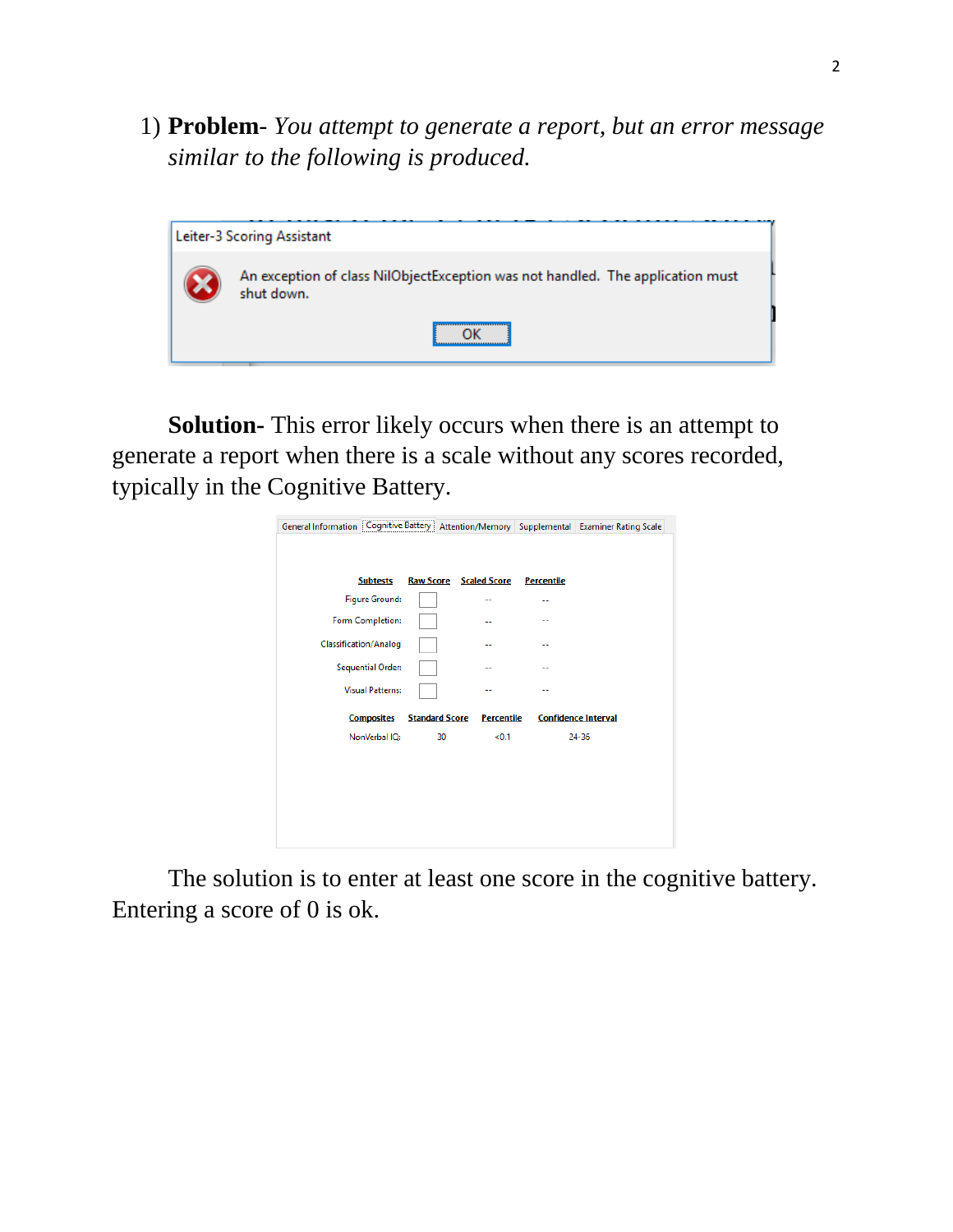1) **Problem**- *You attempt to generate a report, but an error message similar to the following is produced.*

Leiter-3 Scoring Assistant

An exception of class NilObjectException was not handled. The application must shut down.

OK

**Solution**- This error likely occurs when there is an attempt to generate a report when there is a scale without any scores recorded, typically in the Cognitive Battery.

General Information | Cognitive Battery | Attention/Memory | Supplemental | Examiner Rating Scale

| Subtests | Raw Score | Scaled Score | Percentile |
|---|---|---|---|
| Figure Ground: | | -- | -- |
| Form Completion: | | -- | -- |
| Classification/Analog | | -- | -- |
| Sequential Order: | | -- | -- |
| Visual Patterns: | | -- | -- |

| Composites | Standard Score | Percentile | Confidence Interval |
|---|---|---|---|
| NonVerbal IQ: | 30 | <0.1 | 24-36 |

The solution is to enter at least one score in the cognitive battery. Entering a score of 0 is ok.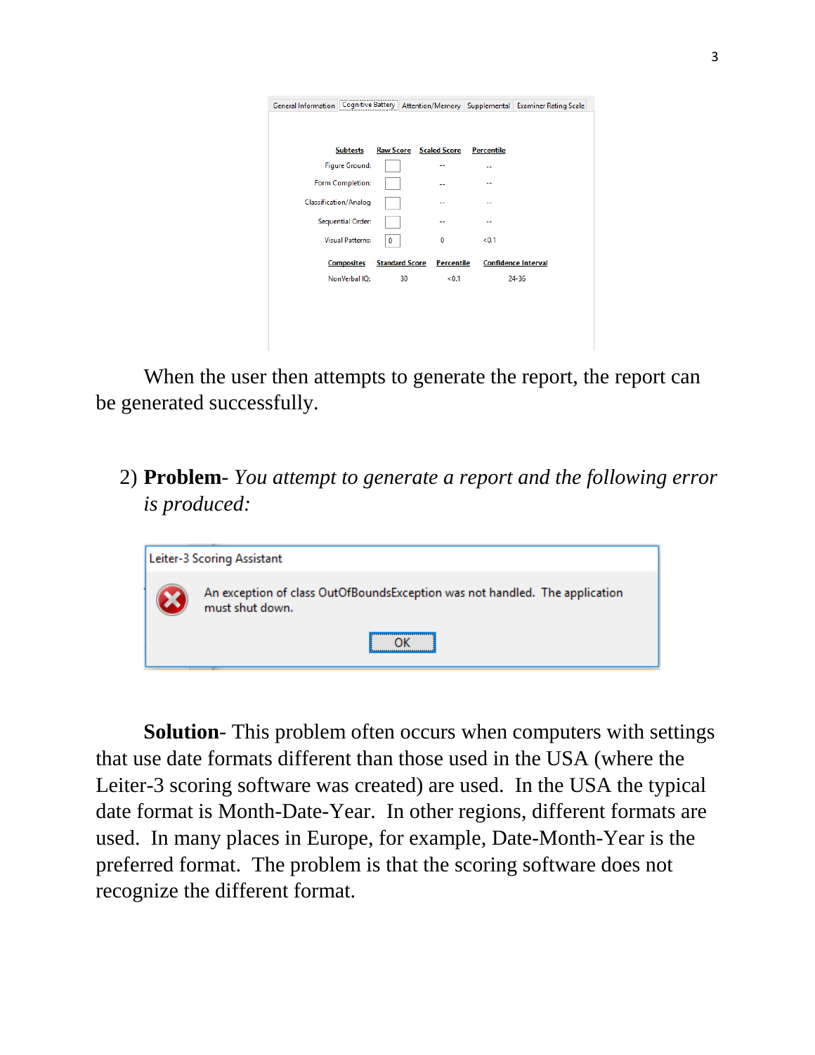When the user then attempts to generate the report, the report can be generated successfully.

2) **Problem**- *You attempt to generate a report and the following error is produced:*

**Solution**- This problem often occurs when computers with settings that use date formats different than those used in the USA (where the Leiter-3 scoring software was created) are used. In the USA the typical date format is Month-Date-Year. In other regions, different formats are used. In many places in Europe, for example, Date-Month-Year is the preferred format. The problem is that the scoring software does not recognize the different format.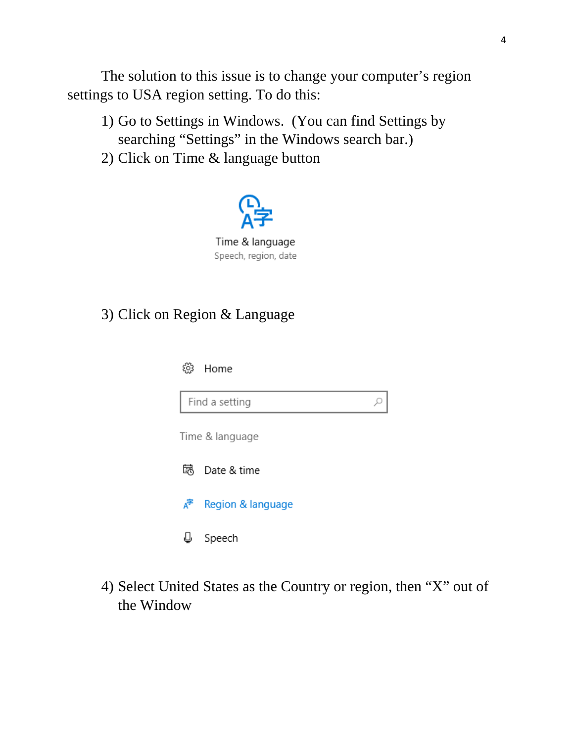The solution to this issue is to change your computer's region settings to USA region setting. To do this:

1) Go to Settings in Windows. (You can find Settings by searching "Settings" in the Windows search bar.)
2) Click on Time & language button

Time & language
Speech, region, date

3) Click on Region & Language

Home

Find a setting

Time & language

Date & time

Region & language

Speech

4) Select United States as the Country or region, then "X" out of the Window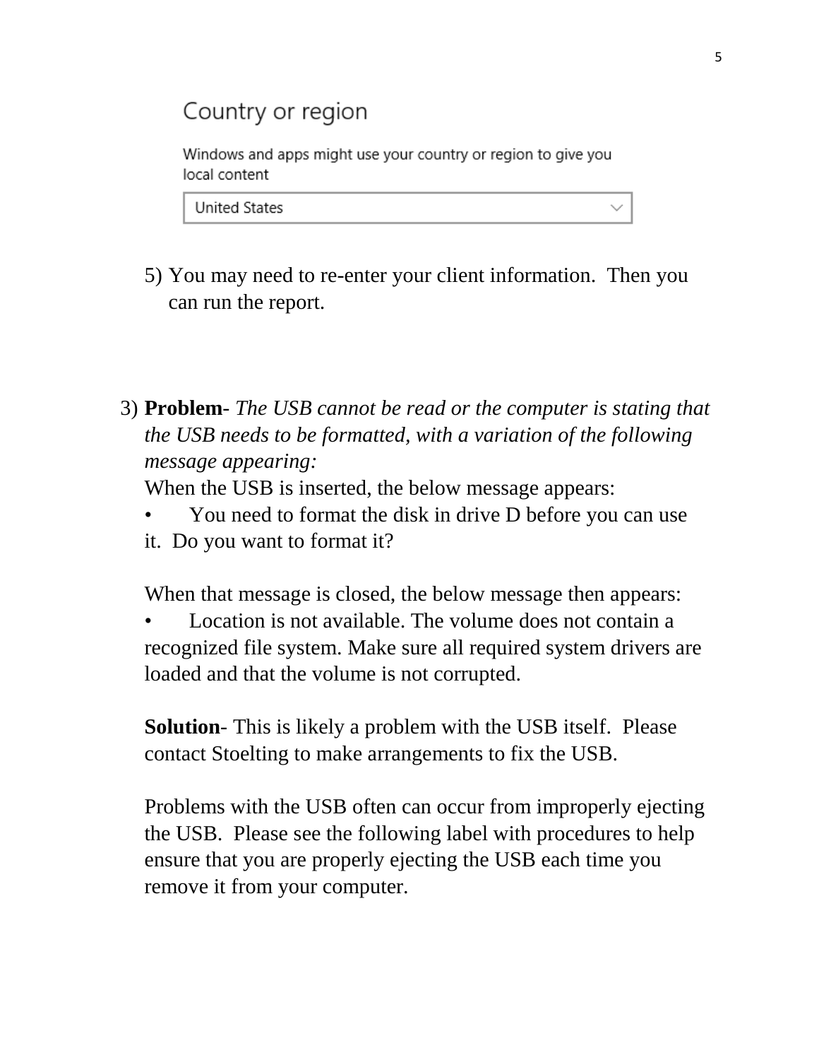Country or region

Windows and apps might use your country or region to give you local content

United States

5) You may need to re-enter your client information. Then you can run the report.

3) **Problem**- *The USB cannot be read or the computer is stating that the USB needs to be formatted, with a variation of the following message appearing:*

   When the USB is inserted, the below message appears:

   - You need to format the disk in drive D before you can use it. Do you want to format it?

   When that message is closed, the below message then appears:

   - Location is not available. The volume does not contain a recognized file system. Make sure all required system drivers are loaded and that the volume is not corrupted.

   **Solution**- This is likely a problem with the USB itself. Please contact Stoelting to make arrangements to fix the USB.

   Problems with the USB often can occur from improperly ejecting the USB. Please see the following label with procedures to help ensure that you are properly ejecting the USB each time you remove it from your computer.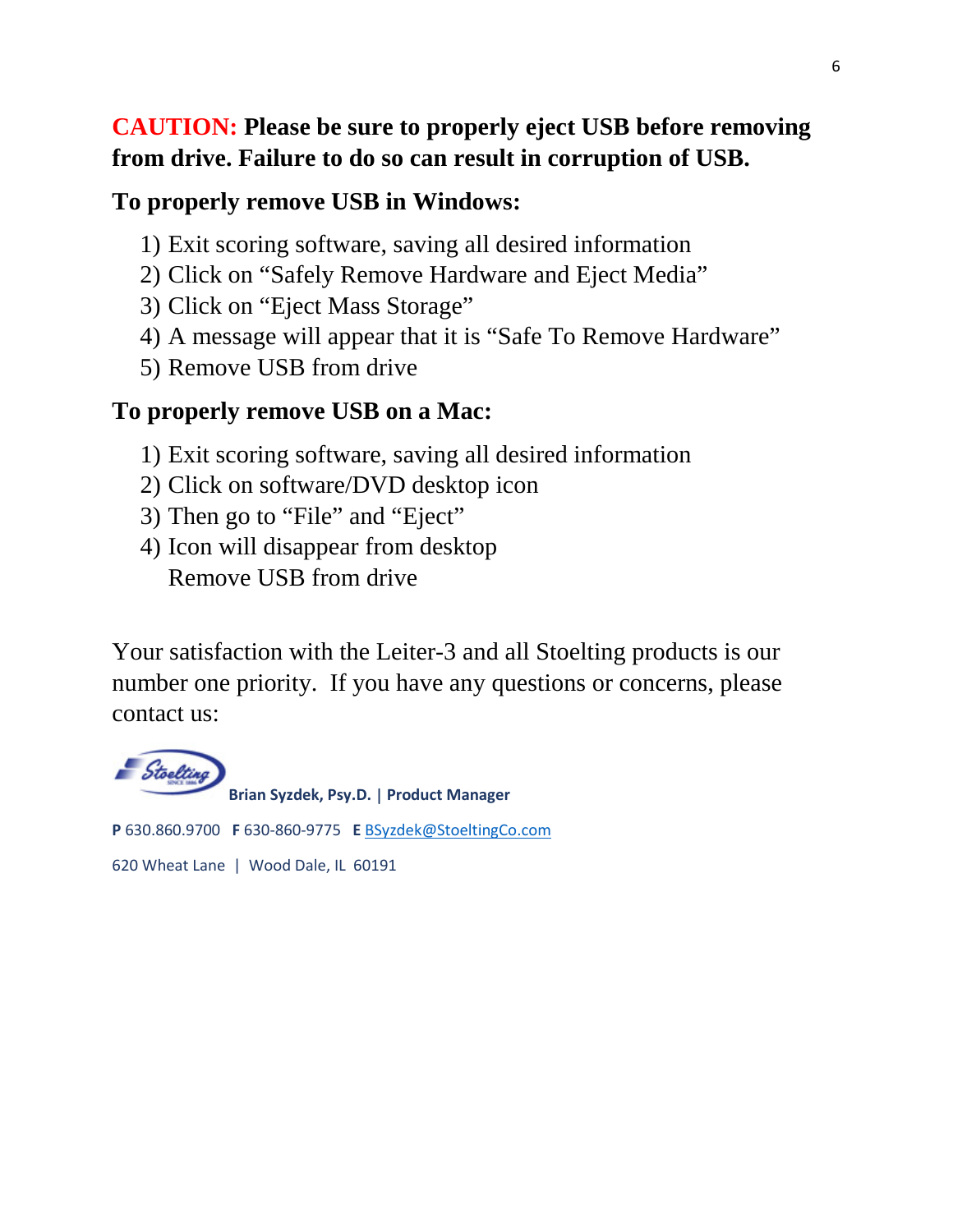**CAUTION: Please be sure to properly eject USB before removing from drive. Failure to do so can result in corruption of USB.**

**To properly remove USB in Windows:**

1) Exit scoring software, saving all desired information
2) Click on "Safely Remove Hardware and Eject Media"
3) Click on "Eject Mass Storage"
4) A message will appear that it is "Safe To Remove Hardware"
5) Remove USB from drive

**To properly remove USB on a Mac:**

1) Exit scoring software, saving all desired information
2) Click on software/DVD desktop icon
3) Then go to "File" and "Eject"
4) Icon will disappear from desktop
   Remove USB from drive

Your satisfaction with the Leiter-3 and all Stoelting products is our number one priority. If you have any questions or concerns, please contact us:

**Brian Syzdek, Psy.D. | Product Manager**

**P** 630.860.9700 **F** 630-860-9775 **E** BSyzdek@StoeltingCo.com

620 Wheat Lane | Wood Dale, IL 60191